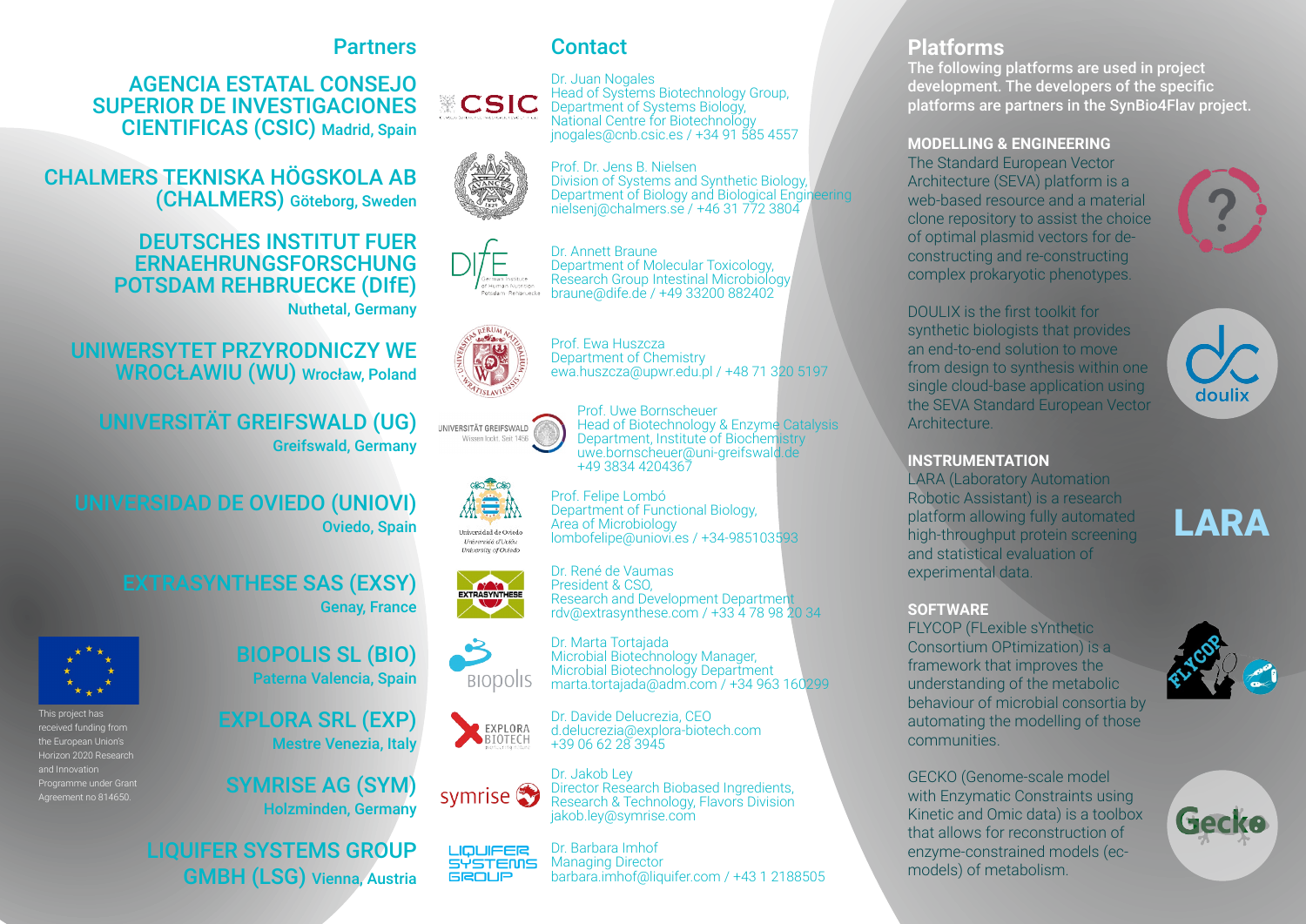## Partners

**AGENCIA ESTATAL CONSEJO SUPERIOR DE INVESTIGACIONES CIENTIFICAS (CSIC)** Madrid, Spain

**CHALMERS TEKNISKA HÖGSKOLA AB (CHALMERS)** Göteborg, Sweden

**DEUTSCHES INSTITUT FUER ERNAEHRUNGSFORSCHUNG POTSDAM REHBRUECKE (DIfE)** Nuthetal, Germany

**UNIWERSYTET PRZYRODNICZY WE WROCŁAWIU (WU)** Wrocław, Poland

**UNIVERSITÄT GREIFSWALD (UG)** Greifswald, Germany

**UNIVERSIDAD DE OVIEDO (UNIOVI)** Oviedo, Spain

**EXTRASYNTHESE SAS (EXSY)** Genay, France

**BIOPOLIS SL (BIO)** Paterna Valencia, Spain

**EXPLORA SRL (EXP)** Mestre Venezia, Italy

**SYMRISE AG (SYM)** Holzminden, Germany

**LIQUIFER SYSTEMS GROUP GMBH (LSG)** Vienna, Austria

This project has received funding from the European Union's Horizon 2020 Research and Innovation Programme under Grant Agreement no 814650.

## Contact

Dr. Juan Nogales
Head of Systems Biotechnology Group, Department of Systems Biology, National Centre for Biotechnology
jnogales@cnb.csic.es / +34 91 585 4557

Prof. Dr. Jens B. Nielsen
Division of Systems and Synthetic Biology, Department of Biology and Biological Engineering
nielsenj@chalmers.se / +46 31 772 3804

Dr. Annett Braune
Department of Molecular Toxicology, Research Group Intestinal Microbiology
braune@dife.de / +49 33200 882402

Prof. Ewa Huszcza
Department of Chemistry
ewa.huszcza@upwr.edu.pl / +48 71 320 5197

Prof. Uwe Bornscheuer
Head of Biotechnology & Enzyme Catalysis Department, Institute of Biochemistry
uwe.bornscheuer@uni-greifswald.de
+49 3834 4204367

Prof. Felipe Lombó
Department of Functional Biology, Area of Microbiology
lombofelipe@uniovi.es / +34-985103593

Dr. René de Vaumas
President & CSO, Research and Development Department
rdv@extrasynthese.com / +33 4 78 98 20 34

Dr. Marta Tortajada
Microbial Biotechnology Manager, Microbial Biotechnology Department
marta.tortajada@adm.com / +34 963 160299

Dr. Davide Delucrezia, CEO
d.delucrezia@explora-biotech.com
+39 06 62 28 3945

Dr. Jakob Ley
Director Research Biobased Ingredients, Research & Technology, Flavors Division
jakob.ley@symrise.com

Dr. Barbara Imhof
Managing Director
barbara.imhof@liquifer.com / +43 1 2188505

## Platforms

The following platforms are used in project development. The developers of the specific platforms are partners in the SynBio4Flav project.

### MODELLING & ENGINEERING

The Standard European Vector Architecture (SEVA) platform is a web-based resource and a material clone repository to assist the choice of optimal plasmid vectors for de-constructing and re-constructing complex prokaryotic phenotypes.

DOULIX is the first toolkit for synthetic biologists that provides an end-to-end solution to move from design to synthesis within one single cloud-base application using the SEVA Standard European Vector Architecture.

### INSTRUMENTATION

LARA (Laboratory Automation Robotic Assistant) is a research platform allowing fully automated high-throughput protein screening and statistical evaluation of experimental data.

### SOFTWARE

FLYCOP (FLexible sYnthetic Consortium OPtimization) is a framework that improves the understanding of the metabolic behaviour of microbial consortia by automating the modelling of those communities.

GECKO (Genome-scale model with Enzymatic Constraints using Kinetic and Omic data) is a toolbox that allows for reconstruction of enzyme-constrained models (ec-models) of metabolism.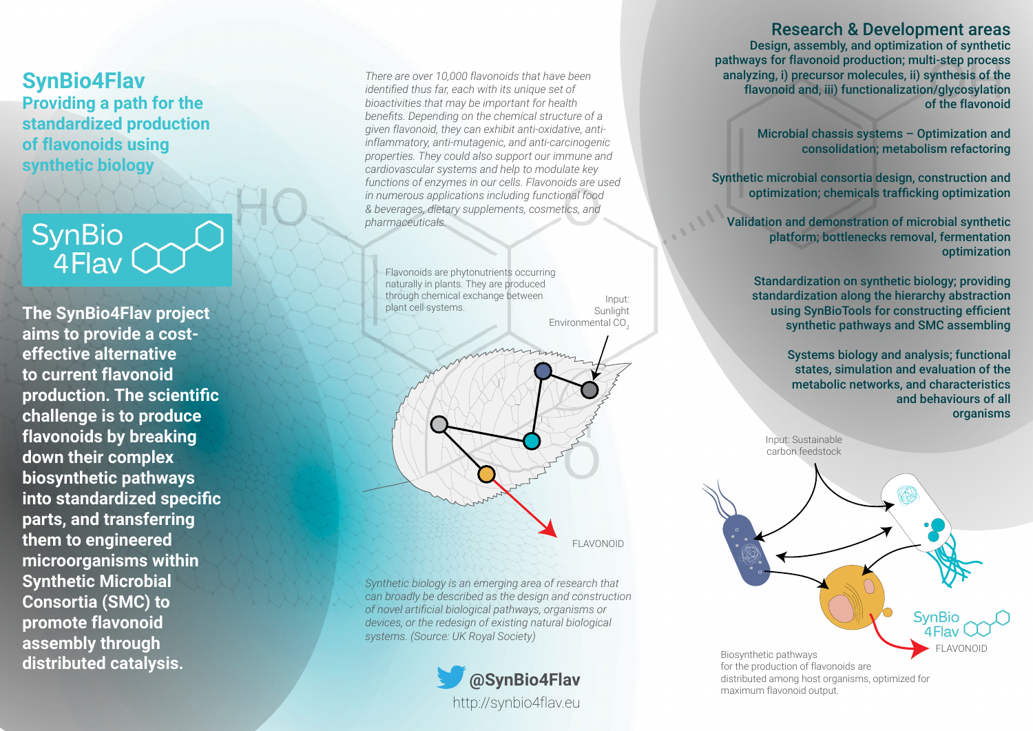# SynBio4Flav

## Providing a path for the standardized production of flavonoids using synthetic biology

SynBio 4Flav

**The SynBio4Flav project aims to provide a cost-effective alternative to current flavonoid production. The scientific challenge is to produce flavonoids by breaking down their complex biosynthetic pathways into standardized specific parts, and transferring them to engineered microorganisms within Synthetic Microbial Consortia (SMC) to promote flavonoid assembly through distributed catalysis.**

*There are over 10,000 flavonoids that have been identified thus far, each with its unique set of bioactivities that may be important for health benefits. Depending on the chemical structure of a given flavonoid, they can exhibit anti-oxidative, anti-inflammatory, anti-mutagenic, and anti-carcinogenic properties. They could also support our immune and cardiovascular systems and help to modulate key functions of enzymes in our cells. Flavonoids are used in numerous applications including functional food & beverages, dietary supplements, cosmetics, and pharmaceuticals.*

Flavonoids are phytonutrients occurring naturally in plants. They are produced through chemical exchange between plant cell systems.

Input: Sunlight Environmental $CO_2$

FLAVONOID

*Synthetic biology is an emerging area of research that can broadly be described as the design and construction of novel artificial biological pathways, organisms or devices, or the redesign of existing natural biological systems. (Source: UK Royal Society)*

**@SynBio4Flav**

http://synbio4flav.eu

## Research & Development areas

**Design, assembly, and optimization of synthetic pathways for flavonoid production; multi-step process analyzing, i) precursor molecules, ii) synthesis of the flavonoid and, iii) functionalization/glycosylation of the flavonoid**

**Microbial chassis systems – Optimization and consolidation; metabolism refactoring**

**Synthetic microbial consortia design, construction and optimization; chemicals trafficking optimization**

**Validation and demonstration of microbial synthetic platform; bottlenecks removal, fermentation optimization**

**Standardization on synthetic biology; providing standardization along the hierarchy abstraction using SynBioTools for constructing efficient synthetic pathways and SMC assembling**

**Systems biology and analysis; functional states, simulation and evaluation of the metabolic networks, and characteristics and behaviours of all organisms**

Input: Sustainable carbon feedstock

SynBio 4Flav

FLAVONOID

Biosynthetic pathways for the production of flavonoids are distributed among host organisms, optimized for maximum flavonoid output.